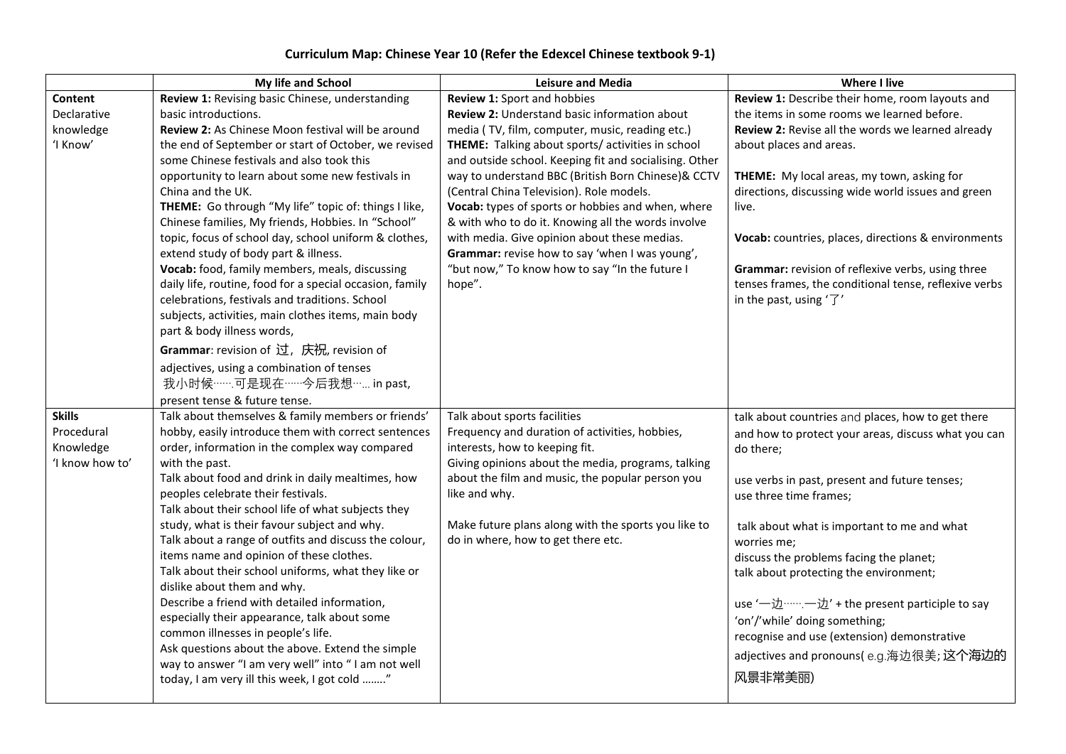# Curriculum Map: Chinese Year 10 (Refer the Edexcel Chinese textbook 9-1)

| | My life and School | Leisure and Media | Where I live |
|---|---|---|---|
| **Content**<br>Declarative knowledge<br>'I Know' | **Review 1:** Revising basic Chinese, understanding basic introductions.<br>**Review 2:** As Chinese Moon festival will be around the end of September or start of October, we revised some Chinese festivals and also took this opportunity to learn about some new festivals in China and the UK.<br>**THEME:** Go through "My life" topic of: things I like, Chinese families, My friends, Hobbies. In "School" topic, focus of school day, school uniform & clothes, extend study of body part & illness.<br>**Vocab:** food, family members, meals, discussing daily life, routine, food for a special occasion, family celebrations, festivals and traditions. School subjects, activities, main clothes items, main body part & body illness words,<br>**Grammar**: revision of 过，庆祝, revision of adjectives, using a combination of tenses 我小时候…….可是现在……今后我想…... in past, present tense & future tense. | **Review 1:** Sport and hobbies<br>**Review 2:** Understand basic information about media ( TV, film, computer, music, reading etc.)<br>**THEME:** Talking about sports/ activities in school and outside school. Keeping fit and socialising. Other way to understand BBC (British Born Chinese)& CCTV (Central China Television). Role models.<br>**Vocab:** types of sports or hobbies and when, where & with who to do it. Knowing all the words involve with media. Give opinion about these medias.<br>**Grammar:** revise how to say 'when I was young', "but now," To know how to say "In the future I hope". | **Review 1:** Describe their home, room layouts and the items in some rooms we learned before.<br>**Review 2:** Revise all the words we learned already about places and areas.<br><br>**THEME:** My local areas, my town, asking for directions, discussing wide world issues and green live.<br><br>**Vocab:** countries, places, directions & environments<br><br>**Grammar:** revision of reflexive verbs, using three tenses frames, the conditional tense, reflexive verbs in the past, using '了' |
| **Skills**<br>Procedural Knowledge<br>'I know how to' | Talk about themselves & family members or friends' hobby, easily introduce them with correct sentences order, information in the complex way compared with the past.<br>Talk about food and drink in daily mealtimes, how peoples celebrate their festivals.<br>Talk about their school life of what subjects they study, what is their favour subject and why.<br>Talk about a range of outfits and discuss the colour, items name and opinion of these clothes.<br>Talk about their school uniforms, what they like or dislike about them and why.<br>Describe a friend with detailed information, especially their appearance, talk about some common illnesses in people's life.<br>Ask questions about the above. Extend the simple way to answer "I am very well" into " I am not well today, I am very ill this week, I got cold ……." | Talk about sports facilities<br>Frequency and duration of activities, hobbies, interests, how to keeping fit.<br>Giving opinions about the media, programs, talking about the film and music, the popular person you like and why.<br><br>Make future plans along with the sports you like to do in where, how to get there etc. | talk about countries and places, how to get there and how to protect your areas, discuss what you can do there;<br><br>use verbs in past, present and future tenses;<br>use three time frames;<br><br>talk about what is important to me and what worries me;<br>discuss the problems facing the planet;<br>talk about protecting the environment;<br><br>use '一边…….一边' + the present participle to say 'on'/'while' doing something;<br>recognise and use (extension) demonstrative adjectives and pronouns( e.g.海边很美; 这个海边的风景非常美丽) |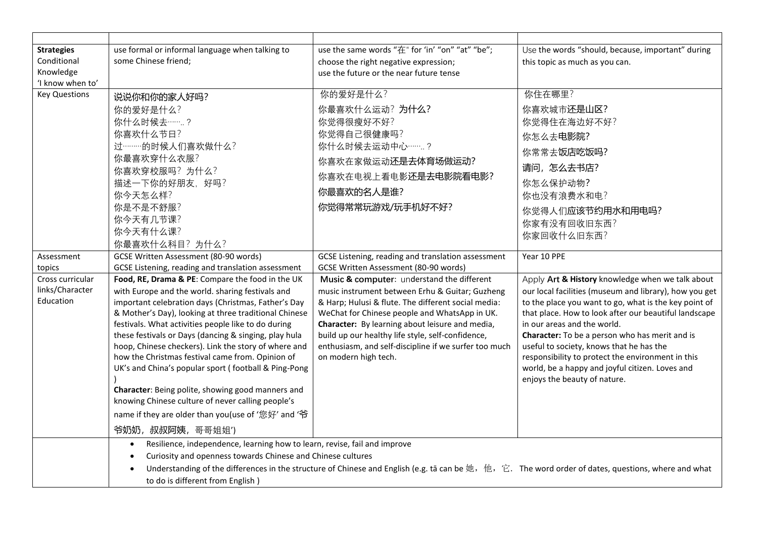| | | | |
|---|---|---|---|
| **Strategies**<br>Conditional Knowledge<br>'I know when to' | use formal or informal language when talking to some Chinese friend; | use the same words "在" for 'in' "on" "at" "be";<br>choose the right negative expression;<br>use the future or the near future tense | Use the words "should, because, important" during this topic as much as you can. |
| Key Questions | 说说你和你的家人好吗?<br>你的爱好是什么?<br>你什么时候去……..?<br>你喜欢什么节日?<br>过………的时候人们喜欢做什么?<br>你最喜欢穿什么衣服?<br>你喜欢穿校服吗? 为什么?<br>描述一下你的好朋友, 好吗?<br>你今天怎么样?<br>你是不是不舒服?<br>你今天有几节课?<br>你今天有什么课?<br>你最喜欢什么科目? 为什么? | 你的爱好是什么?<br>你最喜欢什么运动? 为什么?<br>你觉得很瘦好不好?<br>你觉得自己很健康吗?<br>你什么时候去运动中心……..?<br>你喜欢在家做运动还是去体育场做运动?<br>你喜欢在电视上看电影还是去电影院看电影?<br>你最喜欢的名人是谁?<br>你觉得常常玩游戏/玩手机好不好? | 你住在哪里?<br>你喜欢城市还是山区?<br>你觉得住在海边好不好?<br>你怎么去电影院?<br>你常常去饭店吃饭吗?<br>请问, 怎么去书店?<br>你怎么保护动物?<br>你也没有浪费水和电?<br>你觉得人们应该节约用水和用电吗?<br>你家有没有回收旧东西?<br>你家回收什么旧东西? |
| Assessment topics | GCSE Written Assessment (80-90 words)<br>GCSE Listening, reading and translation assessment | GCSE Listening, reading and translation assessment<br>GCSE Written Assessment (80-90 words) | Year 10 PPE |
| Cross curricular links/Character Education | **Food, RE, Drama & PE**: Compare the food in the UK with Europe and the world. sharing festivals and important celebration days (Christmas, Father's Day & Mother's Day), looking at three traditional Chinese festivals. What activities people like to do during these festivals or Days (dancing & singing, play hula hoop, Chinese checkers). Link the story of where and how the Christmas festival came from. Opinion of UK's and China's popular sport ( football & Ping-Pong )<br>**Character**: Being polite, showing good manners and knowing Chinese culture of never calling people's name if they are older than you(use of '您好' and '爷爷奶奶, 叔叔阿姨, 哥哥姐姐') | **Music & computer**: understand the different music instrument between Erhu & Guitar; Guzheng & Harp; Hulusi & flute. The different social media: WeChat for Chinese people and WhatsApp in UK.<br>**Character:** By learning about leisure and media, build up our healthy life style, self-confidence, enthusiasm, and self-discipline if we surfer too much on modern high tech. | Apply **Art & History** knowledge when we talk about our local facilities (museum and library), how you get to the place you want to go, what is the key point of that place. How to look after our beautiful landscape in our areas and the world.<br>**Character:** To be a person who has merit and is useful to society, knows that he has the responsibility to protect the environment in this world, be a happy and joyful citizen. Loves and enjoys the beauty of nature. |
| | • Resilience, independence, learning how to learn, revise, fail and improve<br>• Curiosity and openness towards Chinese and Chinese cultures<br>• Understanding of the differences in the structure of Chinese and English (e.g. tā can be 她, 他, 它. The word order of dates, questions, where and what to do is different from English ) | | |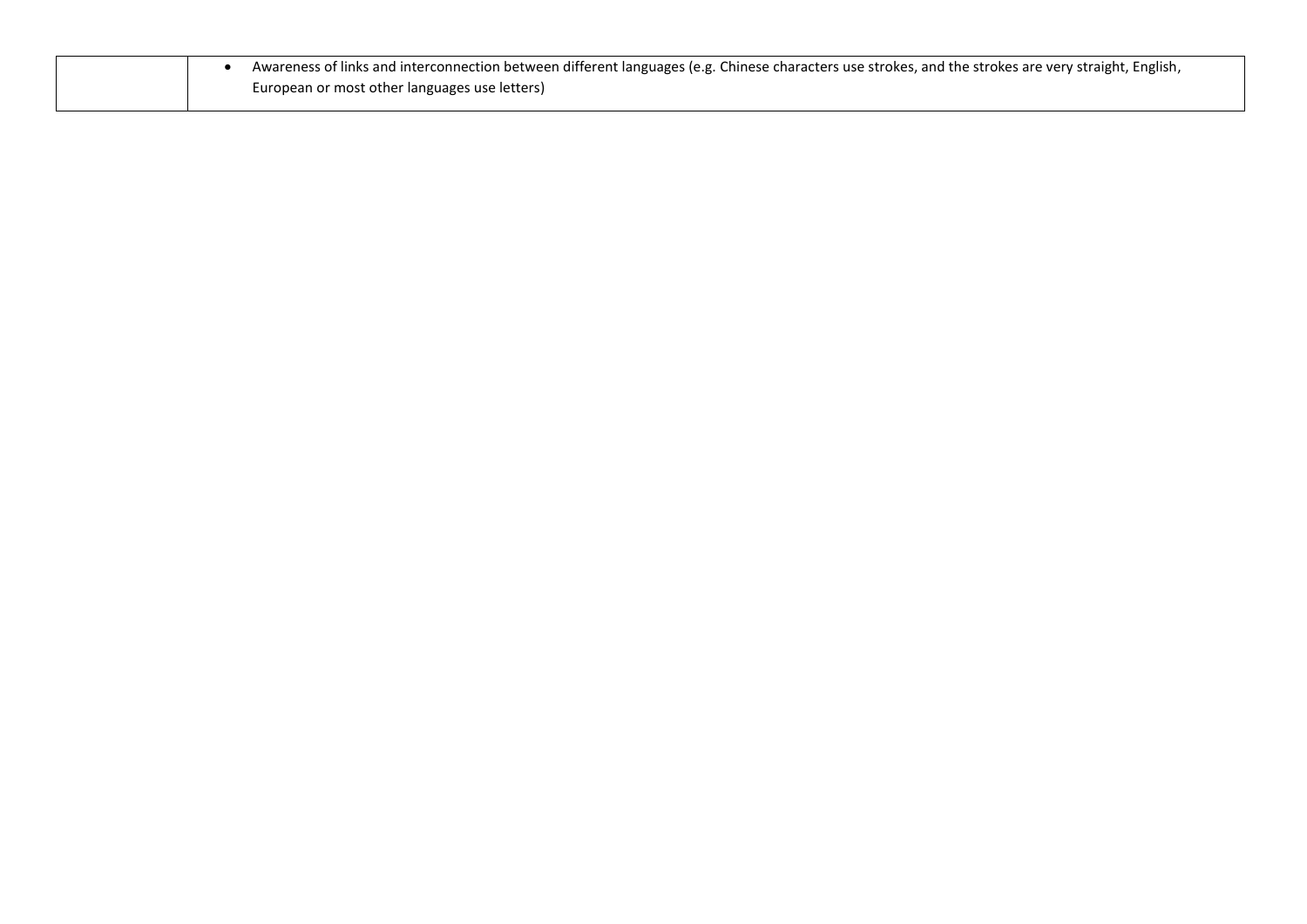| | |
|---|---|
| | • Awareness of links and interconnection between different languages (e.g. Chinese characters use strokes, and the strokes are very straight, English, European or most other languages use letters) |